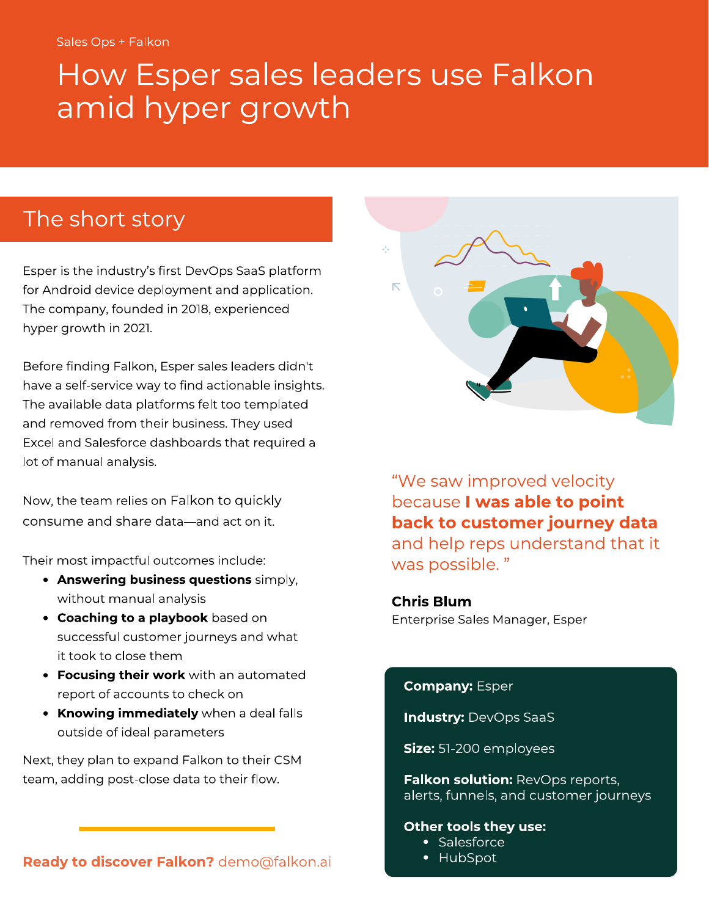Sales Ops + Falkon

# How Esper sales leaders use Falkon amid hyper growth

## The short story

Esper is the industry's first DevOps SaaS platform for Android device deployment and application. The company, founded in 2018, experienced hyper growth in 2021.

Before finding Falkon, Esper sales leaders didn't have a self-service way to find actionable insights. The available data platforms felt too templated and removed from their business. They used Excel and Salesforce dashboards that required a lot of manual analysis.

Now, the team relies on Falkon to quickly consume and share data—and act on it.

Their most impactful outcomes include:

- **Answering business questions** simply, without manual analysis
- **Coaching to a playbook** based on successful customer journeys and what it took to close them
- **Focusing their work** with an automated report of accounts to check on
- **Knowing immediately** when a deal falls outside of ideal parameters

Next, they plan to expand Falkon to their CSM team, adding post-close data to their flow.

**Ready to discover Falkon?** demo@falkon.ai

"We saw improved velocity because **I was able to point back to customer journey data** and help reps understand that it was possible."

**Chris Blum**
Enterprise Sales Manager, Esper

**Company:** Esper

**Industry:** DevOps SaaS

**Size:** 51-200 employees

**Falkon solution:** RevOps reports, alerts, funnels, and customer journeys

**Other tools they use:**

- Salesforce
- HubSpot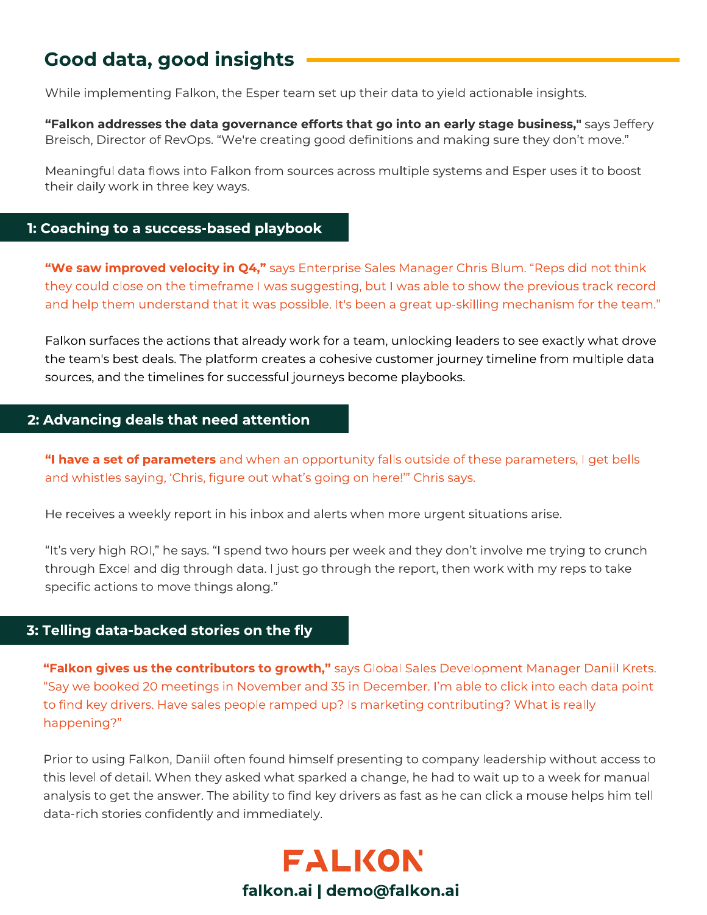## Good data, good insights

While implementing Falkon, the Esper team set up their data to yield actionable insights.

**"Falkon addresses the data governance efforts that go into an early stage business,"** says Jeffery Breisch, Director of RevOps. "We're creating good definitions and making sure they don't move."

Meaningful data flows into Falkon from sources across multiple systems and Esper uses it to boost their daily work in three key ways.

### 1: Coaching to a success-based playbook

**"We saw improved velocity in Q4,"** says Enterprise Sales Manager Chris Blum. "Reps did not think they could close on the timeframe I was suggesting, but I was able to show the previous track record and help them understand that it was possible. It's been a great up-skilling mechanism for the team."

Falkon surfaces the actions that already work for a team, unlocking leaders to see exactly what drove the team's best deals. The platform creates a cohesive customer journey timeline from multiple data sources, and the timelines for successful journeys become playbooks.

### 2: Advancing deals that need attention

**"I have a set of parameters** and when an opportunity falls outside of these parameters, I get bells and whistles saying, 'Chris, figure out what's going on here!'" Chris says.

He receives a weekly report in his inbox and alerts when more urgent situations arise.

"It's very high ROI," he says. "I spend two hours per week and they don't involve me trying to crunch through Excel and dig through data. I just go through the report, then work with my reps to take specific actions to move things along."

### 3: Telling data-backed stories on the fly

**"Falkon gives us the contributors to growth,"** says Global Sales Development Manager Daniil Krets. "Say we booked 20 meetings in November and 35 in December. I'm able to click into each data point to find key drivers. Have sales people ramped up? Is marketing contributing? What is really happening?"

Prior to using Falkon, Daniil often found himself presenting to company leadership without access to this level of detail. When they asked what sparked a change, he had to wait up to a week for manual analysis to get the answer. The ability to find key drivers as fast as he can click a mouse helps him tell data-rich stories confidently and immediately.

**FALKON**

**falkon.ai | demo@falkon.ai**